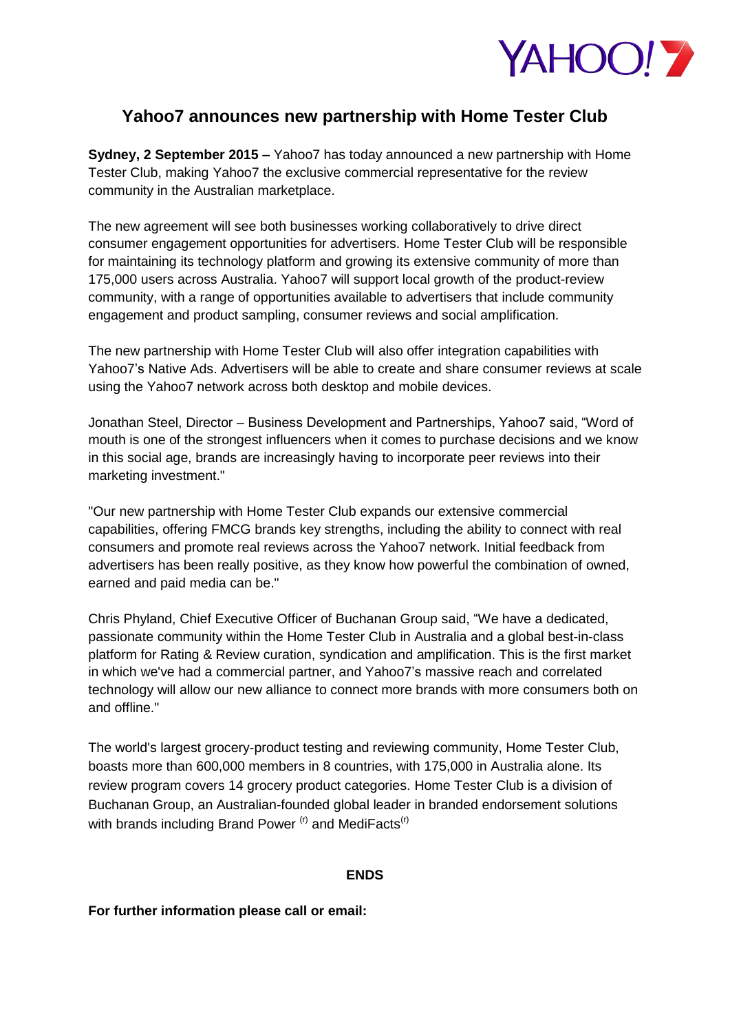# Yahoo7 announces new partnership with Home Tester Club

**Sydney, 2 September 2015 –** Yahoo7 has today announced a new partnership with Home Tester Club, making Yahoo7 the exclusive commercial representative for the review community in the Australian marketplace.

The new agreement will see both businesses working collaboratively to drive direct consumer engagement opportunities for advertisers. Home Tester Club will be responsible for maintaining its technology platform and growing its extensive community of more than 175,000 users across Australia. Yahoo7 will support local growth of the product-review community, with a range of opportunities available to advertisers that include community engagement and product sampling, consumer reviews and social amplification.

The new partnership with Home Tester Club will also offer integration capabilities with Yahoo7's Native Ads. Advertisers will be able to create and share consumer reviews at scale using the Yahoo7 network across both desktop and mobile devices.

Jonathan Steel, Director – Business Development and Partnerships, Yahoo7 said, "Word of mouth is one of the strongest influencers when it comes to purchase decisions and we know in this social age, brands are increasingly having to incorporate peer reviews into their marketing investment."

"Our new partnership with Home Tester Club expands our extensive commercial capabilities, offering FMCG brands key strengths, including the ability to connect with real consumers and promote real reviews across the Yahoo7 network. Initial feedback from advertisers has been really positive, as they know how powerful the combination of owned, earned and paid media can be."

Chris Phyland, Chief Executive Officer of Buchanan Group said, "We have a dedicated, passionate community within the Home Tester Club in Australia and a global best-in-class platform for Rating & Review curation, syndication and amplification. This is the first market in which we've had a commercial partner, and Yahoo7's massive reach and correlated technology will allow our new alliance to connect more brands with more consumers both on and offline."

The world's largest grocery-product testing and reviewing community, Home Tester Club, boasts more than 600,000 members in 8 countries, with 175,000 in Australia alone. Its review program covers 14 grocery product categories. Home Tester Club is a division of Buchanan Group, an Australian-founded global leader in branded endorsement solutions with brands including Brand Power [(r)] and MediFacts[(r)]

**ENDS**

**For further information please call or email:**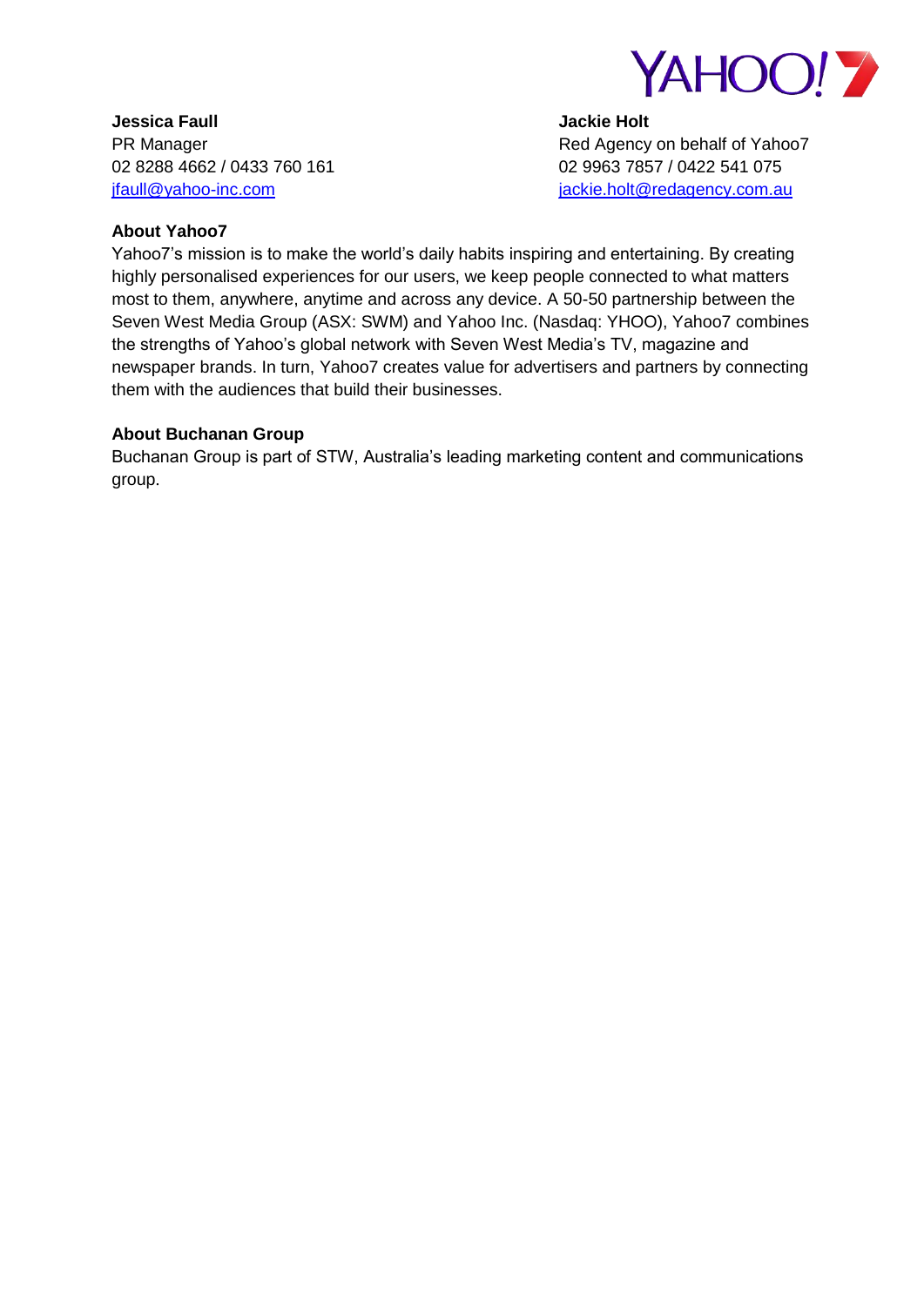**Jessica Faull**
PR Manager
02 8288 4662 / 0433 760 161
jfaull@yahoo-inc.com

**Jackie Holt**
Red Agency on behalf of Yahoo7
02 9963 7857 / 0422 541 075
jackie.holt@redagency.com.au

**About Yahoo7**

Yahoo7's mission is to make the world's daily habits inspiring and entertaining. By creating highly personalised experiences for our users, we keep people connected to what matters most to them, anywhere, anytime and across any device. A 50-50 partnership between the Seven West Media Group (ASX: SWM) and Yahoo Inc. (Nasdaq: YHOO), Yahoo7 combines the strengths of Yahoo's global network with Seven West Media's TV, magazine and newspaper brands. In turn, Yahoo7 creates value for advertisers and partners by connecting them with the audiences that build their businesses.

**About Buchanan Group**

Buchanan Group is part of STW, Australia's leading marketing content and communications group.